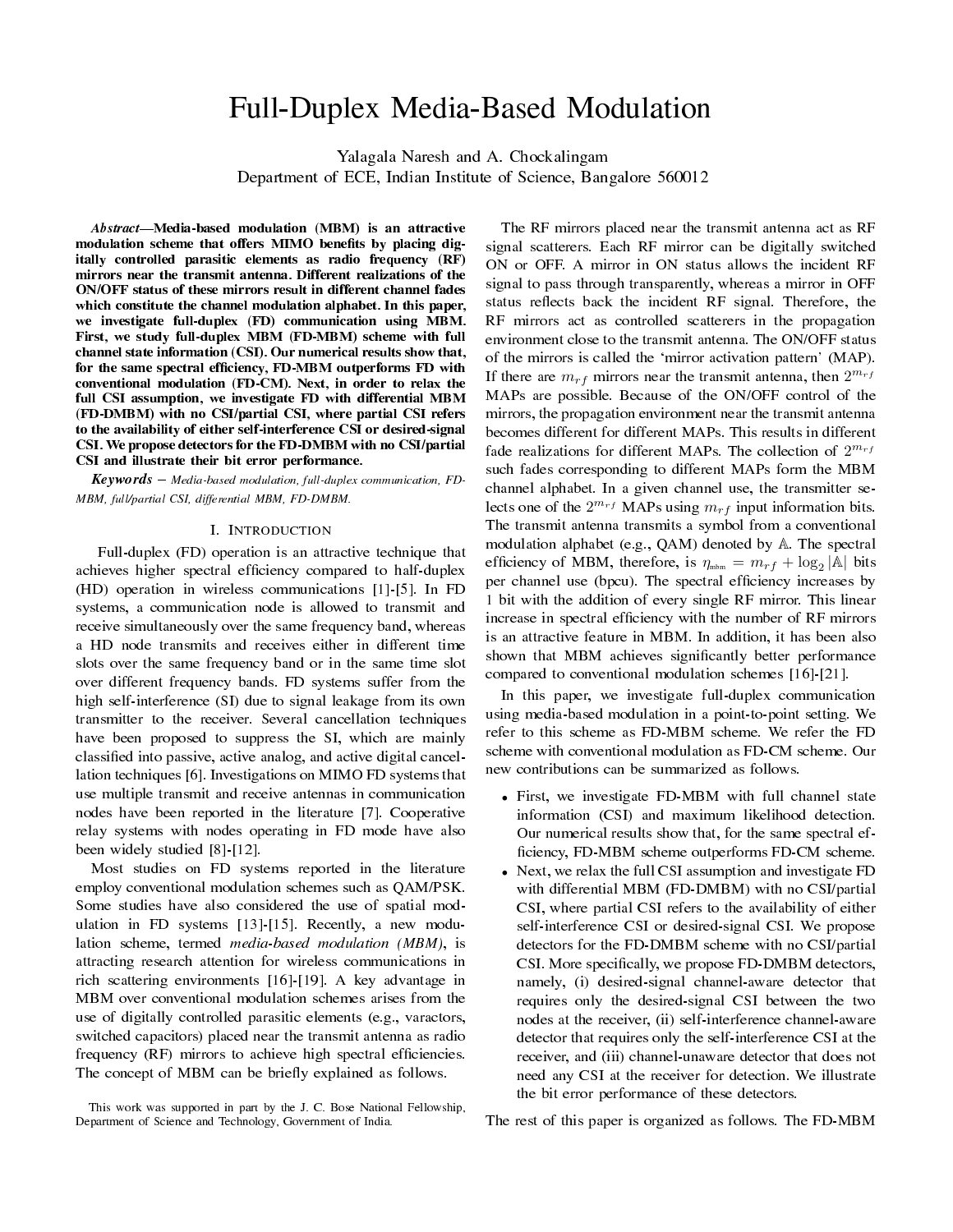# Full-Duplex Media-Based Modulation

Yalagala Naresh and A. Chockalingam
Department of ECE, Indian Institute of Science, Bangalore 560012

***Abstract*—Media-based modulation (MBM) is an attractive modulation scheme that offers MIMO benefits by placing digitally controlled parasitic elements as radio frequency (RF) mirrors near the transmit antenna. Different realizations of the ON/OFF status of these mirrors result in different channel fades which constitute the channel modulation alphabet. In this paper, we investigate full-duplex (FD) communication using MBM. First, we study full-duplex MBM (FD-MBM) scheme with full channel state information (CSI). Our numerical results show that, for the same spectral efficiency, FD-MBM outperforms FD with conventional modulation (FD-CM). Next, in order to relax the full CSI assumption, we investigate FD with differential MBM (FD-DMBM) with no CSI/partial CSI, where partial CSI refers to the availability of either self-interference CSI or desired-signal CSI. We propose detectors for the FD-DMBM with no CSI/partial CSI and illustrate their bit error performance.**

***Keywords*** – *Media-based modulation, full-duplex communication, FD-MBM, full/partial CSI, differential MBM, FD-DMBM.*

## I. Introduction

Full-duplex (FD) operation is an attractive technique that achieves higher spectral efficiency compared to half-duplex (HD) operation in wireless communications [1]-[5]. In FD systems, a communication node is allowed to transmit and receive simultaneously over the same frequency band, whereas a HD node transmits and receives either in different time slots over the same frequency band or in the same time slot over different frequency bands. FD systems suffer from the high self-interference (SI) due to signal leakage from its own transmitter to the receiver. Several cancellation techniques have been proposed to suppress the SI, which are mainly classified into passive, active analog, and active digital cancellation techniques [6]. Investigations on MIMO FD systems that use multiple transmit and receive antennas in communication nodes have been reported in the literature [7]. Cooperative relay systems with nodes operating in FD mode have also been widely studied [8]-[12].

Most studies on FD systems reported in the literature employ conventional modulation schemes such as QAM/PSK. Some studies have also considered the use of spatial modulation in FD systems [13]-[15]. Recently, a new modulation scheme, termed *media-based modulation (MBM)*, is attracting research attention for wireless communications in rich scattering environments [16]-[19]. A key advantage in MBM over conventional modulation schemes arises from the use of digitally controlled parasitic elements (e.g., varactors, switched capacitors) placed near the transmit antenna as radio frequency (RF) mirrors to achieve high spectral efficiencies. The concept of MBM can be briefly explained as follows.

The RF mirrors placed near the transmit antenna act as RF signal scatterers. Each RF mirror can be digitally switched ON or OFF. A mirror in ON status allows the incident RF signal to pass through transparently, whereas a mirror in OFF status reflects back the incident RF signal. Therefore, the RF mirrors act as controlled scatterers in the propagation environment close to the transmit antenna. The ON/OFF status of the mirrors is called the 'mirror activation pattern' (MAP). If there are $m_{rf}$ mirrors near the transmit antenna, then $2^{m_{rf}}$ MAPs are possible. Because of the ON/OFF control of the mirrors, the propagation environment near the transmit antenna becomes different for different MAPs. This results in different fade realizations for different MAPs. The collection of $2^{m_{rf}}$ such fades corresponding to different MAPs form the MBM channel alphabet. In a given channel use, the transmitter selects one of the $2^{m_{rf}}$ MAPs using $m_{rf}$ input information bits. The transmit antenna transmits a symbol from a conventional modulation alphabet (e.g., QAM) denoted by $\mathbb{A}$. The spectral efficiency of MBM, therefore, is $\eta_{\text{mbm}} = m_{rf} + \log_2 |\mathbb{A}|$ bits per channel use (bpcu). The spectral efficiency increases by 1 bit with the addition of every single RF mirror. This linear increase in spectral efficiency with the number of RF mirrors is an attractive feature in MBM. In addition, it has been also shown that MBM achieves significantly better performance compared to conventional modulation schemes [16]-[21].

In this paper, we investigate full-duplex communication using media-based modulation in a point-to-point setting. We refer to this scheme as FD-MBM scheme. We refer the FD scheme with conventional modulation as FD-CM scheme. Our new contributions can be summarized as follows.

- First, we investigate FD-MBM with full channel state information (CSI) and maximum likelihood detection. Our numerical results show that, for the same spectral efficiency, FD-MBM scheme outperforms FD-CM scheme.
- Next, we relax the full CSI assumption and investigate FD with differential MBM (FD-DMBM) with no CSI/partial CSI, where partial CSI refers to the availability of either self-interference CSI or desired-signal CSI. We propose detectors for the FD-DMBM scheme with no CSI/partial CSI. More specifically, we propose FD-DMBM detectors, namely, (i) desired-signal channel-aware detector that requires only the desired-signal CSI between the two nodes at the receiver, (ii) self-interference channel-aware detector that requires only the self-interference CSI at the receiver, and (iii) channel-unaware detector that does not need any CSI at the receiver for detection. We illustrate the bit error performance of these detectors.

The rest of this paper is organized as follows. The FD-MBM

This work was supported in part by the J. C. Bose National Fellowship, Department of Science and Technology, Government of India.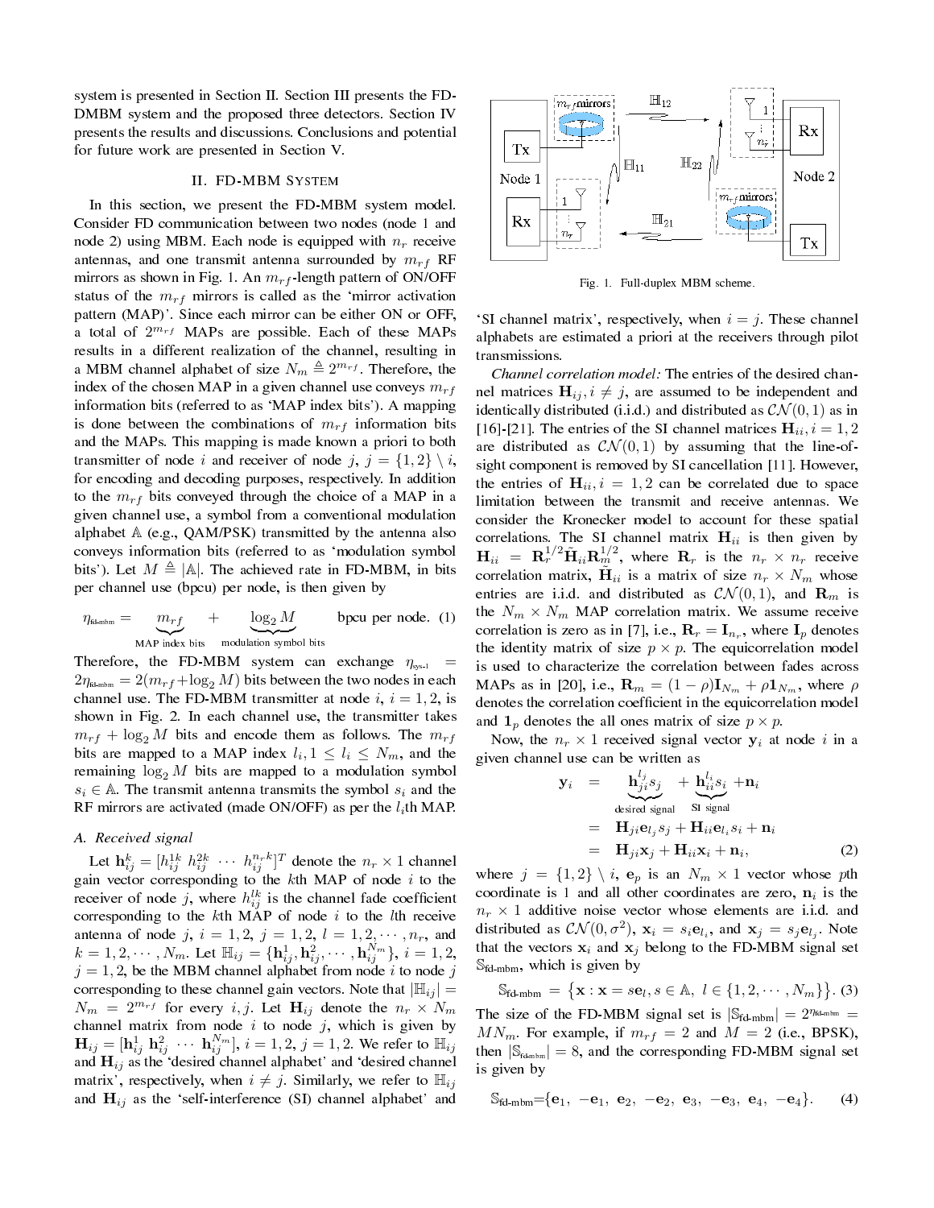system is presented in Section II. Section III presents the FD-DMBM system and the proposed three detectors. Section IV presents the results and discussions. Conclusions and potential for future work are presented in Section V.

## II. FD-MBM System

In this section, we present the FD-MBM system model. Consider FD communication between two nodes (node 1 and node 2) using MBM. Each node is equipped with $n_r$ receive antennas, and one transmit antenna surrounded by $m_{rf}$ RF mirrors as shown in Fig. 1. An $m_{rf}$-length pattern of ON/OFF status of the $m_{rf}$ mirrors is called as the 'mirror activation pattern (MAP)'. Since each mirror can be either ON or OFF, a total of $2^{m_{rf}}$ MAPs are possible. Each of these MAPs results in a different realization of the channel, resulting in a MBM channel alphabet of size $N_m \triangleq 2^{m_{rf}}$. Therefore, the index of the chosen MAP in a given channel use conveys $m_{rf}$ information bits (referred to as 'MAP index bits'). A mapping is done between the combinations of $m_{rf}$ information bits and the MAPs. This mapping is made known a priori to both transmitter of node $i$ and receiver of node $j$, $j = \{1,2\} \setminus i$, for encoding and decoding purposes, respectively. In addition to the $m_{rf}$ bits conveyed through the choice of a MAP in a given channel use, a symbol from a conventional modulation alphabet $\mathbb{A}$ (e.g., QAM/PSK) transmitted by the antenna also conveys information bits (referred to as 'modulation symbol bits'). Let $M \triangleq |\mathbb{A}|$. The achieved rate in FD-MBM, in bits per channel use (bpcu) per node, is then given by

$$\eta_{\text{fd-mbm}} = \underbrace{m_{rf}}_{\text{MAP index bits}} + \underbrace{\log_2 M}_{\text{modulation symbol bits}} \quad \text{bpcu per node.} \tag{1}$$

Therefore, the FD-MBM system can exchange $\eta_{\text{sys-1}} = 2\eta_{\text{fd-mbm}} = 2(m_{rf}+\log_2 M)$ bits between the two nodes in each channel use. The FD-MBM transmitter at node $i$, $i = 1, 2$, is shown in Fig. 2. In each channel use, the transmitter takes $m_{rf} + \log_2 M$ bits and encode them as follows. The $m_{rf}$ bits are mapped to a MAP index $l_i, 1 \leq l_i \leq N_m$, and the remaining $\log_2 M$ bits are mapped to a modulation symbol $s_i \in \mathbb{A}$. The transmit antenna transmits the symbol $s_i$ and the RF mirrors are activated (made ON/OFF) as per the $l_i$th MAP.

### A. Received signal

Let $\mathbf{h}_{ij}^k = [h_{ij}^{1k} \; h_{ij}^{2k} \; \cdots \; h_{ij}^{n_r k}]^T$ denote the $n_r \times 1$ channel gain vector corresponding to the $k$th MAP of node $i$ to the receiver of node $j$, where $h_{ij}^{lk}$ is the channel fade coefficient corresponding to the $k$th MAP of node $i$ to the $l$th receive antenna of node $j$, $i = 1, 2$, $j = 1, 2$, $l = 1, 2, \cdots, n_r$, and $k = 1, 2, \cdots, N_m$. Let $\mathbb{H}_{ij} = \{\mathbf{h}_{ij}^1, \mathbf{h}_{ij}^2, \cdots, \mathbf{h}_{ij}^{N_m}\}$, $i = 1, 2$, $j = 1, 2$, be the MBM channel alphabet from node $i$ to node $j$ corresponding to these channel gain vectors. Note that $|\mathbb{H}_{ij}| = N_m = 2^{m_{rf}}$ for every $i, j$. Let $\mathbf{H}_{ij}$ denote the $n_r \times N_m$ channel matrix from node $i$ to node $j$, which is given by $\mathbf{H}_{ij} = [\mathbf{h}_{ij}^1 \; \mathbf{h}_{ij}^2 \; \cdots \; \mathbf{h}_{ij}^{N_m}]$, $i = 1, 2$, $j = 1, 2$. We refer to $\mathbb{H}_{ij}$ and $\mathbf{H}_{ij}$ as the 'desired channel alphabet' and 'desired channel matrix', respectively, when $i \neq j$. Similarly, we refer to $\mathbb{H}_{ij}$ and $\mathbf{H}_{ij}$ as the 'self-interference (SI) channel alphabet' and 'SI channel matrix', respectively, when $i = j$. These channel alphabets are estimated a priori at the receivers through pilot transmissions.

Fig. 1. Full-duplex MBM scheme.

*Channel correlation model:* The entries of the desired channel matrices $\mathbf{H}_{ij}, i \neq j$, are assumed to be independent and identically distributed (i.i.d.) and distributed as $\mathcal{CN}(0, 1)$ as in [16]-[21]. The entries of the SI channel matrices $\mathbf{H}_{ii}, i = 1, 2$ are distributed as $\mathcal{CN}(0, 1)$ by assuming that the line-of-sight component is removed by SI cancellation [11]. However, the entries of $\mathbf{H}_{ii}, i = 1, 2$ can be correlated due to space limitation between the transmit and receive antennas. We consider the Kronecker model to account for these spatial correlations. The SI channel matrix $\mathbf{H}_{ii}$ is then given by $\mathbf{H}_{ii} = \mathbf{R}_r^{1/2} \tilde{\mathbf{H}}_{ii} \mathbf{R}_m^{1/2}$, where $\mathbf{R}_r$ is the $n_r \times n_r$ receive correlation matrix, $\tilde{\mathbf{H}}_{ii}$ is a matrix of size $n_r \times N_m$ whose entries are i.i.d. and distributed as $\mathcal{CN}(0, 1)$, and $\mathbf{R}_m$ is the $N_m \times N_m$ MAP correlation matrix. We assume receive correlation is zero as in [7], i.e., $\mathbf{R}_r = \mathbf{I}_{n_r}$, where $\mathbf{I}_p$ denotes the identity matrix of size $p \times p$. The equicorrelation model is used to characterize the correlation between fades across MAPs as in [20], i.e., $\mathbf{R}_m = (1 - \rho)\mathbf{I}_{N_m} + \rho \mathbf{1}_{N_m}$, where $\rho$ denotes the correlation coefficient in the equicorrelation model and $\mathbf{1}_p$ denotes the all ones matrix of size $p \times p$.

Now, the $n_r \times 1$ received signal vector $\mathbf{y}_i$ at node $i$ in a given channel use can be written as

$$\begin{aligned}
\mathbf{y}_i &= \underbrace{\mathbf{h}_{ji}^{l_j} s_j}_{\text{desired signal}} + \underbrace{\mathbf{h}_{ii}^{l_i} s_i}_{\text{SI signal}} + \mathbf{n}_i \\
&= \mathbf{H}_{ji}\mathbf{e}_{l_j} s_j + \mathbf{H}_{ii}\mathbf{e}_{l_i} s_i + \mathbf{n}_i \\
&= \mathbf{H}_{ji}\mathbf{x}_j + \mathbf{H}_{ii}\mathbf{x}_i + \mathbf{n}_i,
\end{aligned} \tag{2}$$

where $j = \{1, 2\} \setminus i$, $\mathbf{e}_p$ is an $N_m \times 1$ vector whose $p$th coordinate is 1 and all other coordinates are zero, $\mathbf{n}_i$ is the $n_r \times 1$ additive noise vector whose elements are i.i.d. and distributed as $\mathcal{CN}(0, \sigma^2)$, $\mathbf{x}_i = s_i \mathbf{e}_{l_i}$, and $\mathbf{x}_j = s_j \mathbf{e}_{l_j}$. Note that the vectors $\mathbf{x}_i$ and $\mathbf{x}_j$ belong to the FD-MBM signal set $\mathbb{S}_{\text{fd-mbm}}$, which is given by

$$\mathbb{S}_{\text{fd-mbm}} = \big\{\mathbf{x} : \mathbf{x} = s\mathbf{e}_l, s \in \mathbb{A}, \; l \in \{1, 2, \cdots, N_m\}\big\}. \tag{3}$$

The size of the FD-MBM signal set is $|\mathbb{S}_{\text{fd-mbm}}| = 2^{\eta_{\text{fd-mbm}}} = MN_m$. For example, if $m_{rf} = 2$ and $M = 2$ (i.e., BPSK), then $|\mathbb{S}_{\text{fd-mbm}}| = 8$, and the corresponding FD-MBM signal set is given by

$$\mathbb{S}_{\text{fd-mbm}} = \{\mathbf{e}_1, \; -\mathbf{e}_1, \; \mathbf{e}_2, \; -\mathbf{e}_2, \; \mathbf{e}_3, \; -\mathbf{e}_3, \; \mathbf{e}_4, \; -\mathbf{e}_4\}. \tag{4}$$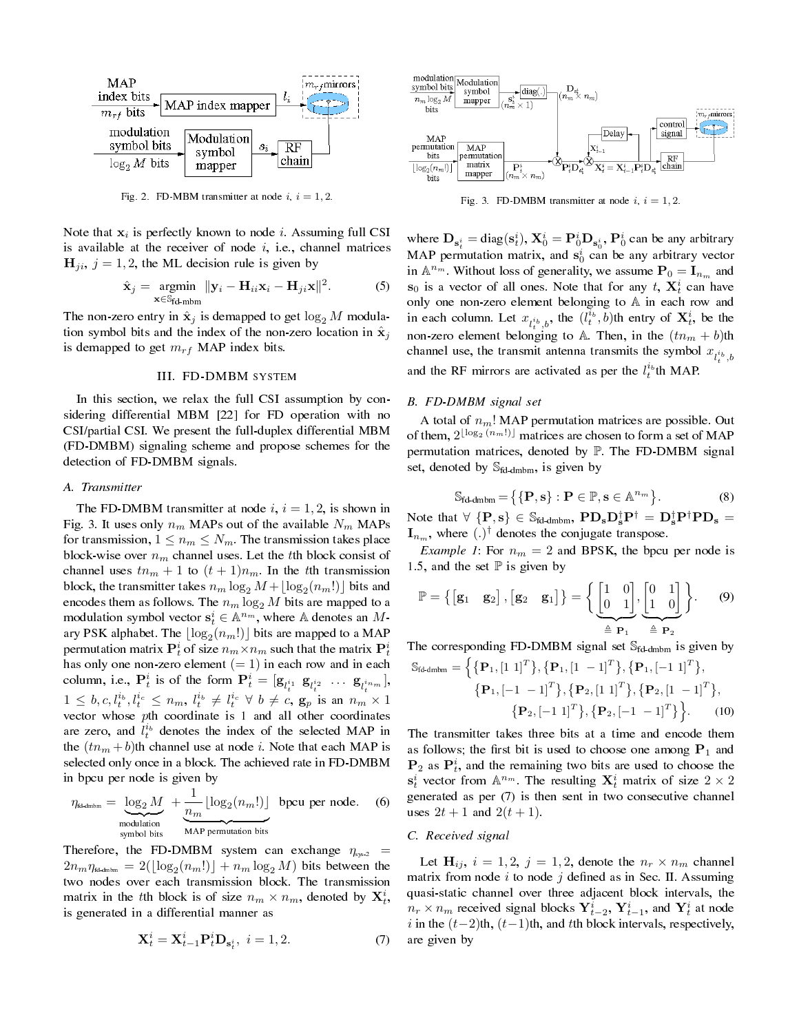Fig. 2. FD-MBM transmitter at node $i$, $i = 1, 2$.

Fig. 3. FD-DMBM transmitter at node $i$, $i = 1, 2$.

Note that $\mathbf{x}_i$ is perfectly known to node $i$. Assuming full CSI is available at the receiver of node $i$, i.e., channel matrices $\mathbf{H}_{ji}$, $j = 1, 2$, the ML decision rule is given by

$$\hat{\mathbf{x}}_j = \underset{\mathbf{x} \in \mathbb{S}_{\text{fd-mbm}}}{\operatorname{argmin}} \ \|\mathbf{y}_i - \mathbf{H}_{ii}\mathbf{x}_i - \mathbf{H}_{ji}\mathbf{x}\|^2. \tag{5}$$

The non-zero entry in $\hat{\mathbf{x}}_j$ is demapped to get $\log_2 M$ modulation symbol bits and the index of the non-zero location in $\hat{\mathbf{x}}_j$ is demapped to get $m_{rf}$ MAP index bits.

## III. FD-DMBM SYSTEM

In this section, we relax the full CSI assumption by considering differential MBM [22] for FD operation with no CSI/partial CSI. We present the full-duplex differential MBM (FD-DMBM) signaling scheme and propose schemes for the detection of FD-DMBM signals.

### A. Transmitter

The FD-DMBM transmitter at node $i$, $i = 1, 2$, is shown in Fig. 3. It uses only $n_m$ MAPs out of the available $N_m$ MAPs for transmission, $1 \leq n_m \leq N_m$. The transmission takes place block-wise over $n_m$ channel uses. Let the $t$th block consist of channel uses $tn_m + 1$ to $(t+1)n_m$. In the $t$th transmission block, the transmitter takes $n_m \log_2 M + \lfloor \log_2(n_m!) \rfloor$ bits and encodes them as follows. The $n_m \log_2 M$ bits are mapped to a modulation symbol vector $\mathbf{s}_t^i \in \mathbb{A}^{n_m}$, where $\mathbb{A}$ denotes an $M$-ary PSK alphabet. The $\lfloor \log_2(n_m!) \rfloor$ bits are mapped to a MAP permutation matrix $\mathbf{P}_t^i$ of size $n_m \times n_m$ such that the matrix $\mathbf{P}_t^i$ has only one non-zero element ($= 1$) in each row and in each column, i.e., $\mathbf{P}_t^i$ is of the form $\mathbf{P}_t^i = [\mathbf{g}_{l_t^{i_1}} \ \mathbf{g}_{l_t^{i_2}} \ \cdots \ \mathbf{g}_{l_t^{i_{n_m}}}]$, $1 \leq b, c, l_t^{i_b}, l_t^{i_c} \leq n_m$, $l_t^{i_b} \neq l_t^{i_c} \ \forall \ b \neq c$, $\mathbf{g}_p$ is an $n_m \times 1$ vector whose $p$th coordinate is 1 and all other coordinates are zero, and $l_t^{i_b}$ denotes the index of the selected MAP in the $(tn_m + b)$th channel use at node $i$. Note that each MAP is selected only once in a block. The achieved rate in FD-DMBM in bpcu per node is given by

$$\eta_{\text{fd-dmbm}} = \underbrace{\log_2 M}_{\substack{\text{modulation} \\ \text{symbol bits}}} + \underbrace{\frac{1}{n_m}\lfloor \log_2(n_m!) \rfloor}_{\text{MAP permutation bits}} \ \text{bpcu per node.} \tag{6}$$

Therefore, the FD-DMBM system can exchange $\eta_{\text{sys-2}} = 2n_m\eta_{\text{fd-dmbm}} = 2(\lfloor \log_2(n_m!) \rfloor + n_m \log_2 M)$ bits between the two nodes over each transmission block. The transmission matrix in the $t$th block is of size $n_m \times n_m$, denoted by $\mathbf{X}_t^i$, is generated in a differential manner as

$$\mathbf{X}_t^i = \mathbf{X}_{t-1}^i \mathbf{P}_t^i \mathbf{D}_{\mathbf{s}_t^i}, \ i = 1, 2. \tag{7}$$

where $\mathbf{D}_{\mathbf{s}_t^i} = \text{diag}(\mathbf{s}_t^i)$, $\mathbf{X}_0^i = \mathbf{P}_0^i \mathbf{D}_{\mathbf{s}_0^i}$, $\mathbf{P}_0^i$ can be any arbitrary MAP permutation matrix, and $\mathbf{s}_0^i$ can be any arbitrary vector in $\mathbb{A}^{n_m}$. Without loss of generality, we assume $\mathbf{P}_0 = \mathbf{I}_{n_m}$ and $\mathbf{s}_0$ is a vector of all ones. Note that for any $t$, $\mathbf{X}_t^i$ can have only one non-zero element belonging to $\mathbb{A}$ in each row and in each column. Let $x_{l_t^{i_b}, b}$, the $(l_t^{i_b}, b)$th entry of $\mathbf{X}_t^i$, be the non-zero element belonging to $\mathbb{A}$. Then, in the $(tn_m + b)$th channel use, the transmit antenna transmits the symbol $x_{l_t^{i_b}, b}$ and the RF mirrors are activated as per the $l_t^{i_b}$th MAP.

### B. FD-DMBM signal set

A total of $n_m!$ MAP permutation matrices are possible. Out of them, $2^{\lfloor \log_2(n_m!) \rfloor}$ matrices are chosen to form a set of MAP permutation matrices, denoted by $\mathbb{P}$. The FD-DMBM signal set, denoted by $\mathbb{S}_{\text{fd-dmbm}}$, is given by

$$\mathbb{S}_{\text{fd-dmbm}} = \big\{\{\mathbf{P}, \mathbf{s}\} : \mathbf{P} \in \mathbb{P}, \mathbf{s} \in \mathbb{A}^{n_m}\big\}. \tag{8}$$

Note that $\forall \ \{\mathbf{P}, \mathbf{s}\} \in \mathbb{S}_{\text{fd-dmbm}}$, $\mathbf{P}\mathbf{D}_{\mathbf{s}}\mathbf{D}_{\mathbf{s}}^\dagger\mathbf{P}^\dagger = \mathbf{D}_{\mathbf{s}}^\dagger\mathbf{P}^\dagger\mathbf{P}\mathbf{D}_{\mathbf{s}} = \mathbf{I}_{n_m}$, where $(.)^\dagger$ denotes the conjugate transpose.

*Example 1*: For $n_m = 2$ and BPSK, the bpcu per node is 1.5, and the set $\mathbb{P}$ is given by

$$\mathbb{P} = \big\{[\mathbf{g}_1 \quad \mathbf{g}_2], [\mathbf{g}_2 \quad \mathbf{g}_1]\big\} = \Bigg\{\underbrace{\begin{bmatrix} 1 & 0 \\ 0 & 1 \end{bmatrix}}_{\triangleq \ \mathbf{P}_1}, \underbrace{\begin{bmatrix} 0 & 1 \\ 1 & 0 \end{bmatrix}}_{\triangleq \ \mathbf{P}_2}\Bigg\}. \tag{9}$$

The corresponding FD-DMBM signal set $\mathbb{S}_{\text{fd-dmbm}}$ is given by

$$\begin{aligned} \mathbb{S}_{\text{fd-dmbm}} = \Big\{ &\{\mathbf{P}_1, [1 \ 1]^T\}, \{\mathbf{P}_1, [1 \ -1]^T\}, \{\mathbf{P}_1, [-1 \ 1]^T\}, \\ &\{\mathbf{P}_1, [-1 \ -1]^T\}, \{\mathbf{P}_2, [1 \ 1]^T\}, \{\mathbf{P}_2, [1 \ -1]^T\}, \\ &\{\mathbf{P}_2, [-1 \ 1]^T\}, \{\mathbf{P}_2, [-1 \ -1]^T\}\Big\}. \end{aligned} \tag{10}$$

The transmitter takes three bits at a time and encode them as follows; the first bit is used to choose one among $\mathbf{P}_1$ and $\mathbf{P}_2$ as $\mathbf{P}_t^i$, and the remaining two bits are used to choose the $\mathbf{s}_t^i$ vector from $\mathbb{A}^{n_m}$. The resulting $\mathbf{X}_t^i$ matrix of size $2 \times 2$ generated as per (7) is then sent in two consecutive channel uses $2t + 1$ and $2(t + 1)$.

### C. Received signal

Let $\mathbf{H}_{ij}$, $i = 1, 2$, $j = 1, 2$, denote the $n_r \times n_m$ channel matrix from node $i$ to node $j$ defined as in Sec. II. Assuming quasi-static channel over three adjacent block intervals, the $n_r \times n_m$ received signal blocks $\mathbf{Y}_{t-2}^i$, $\mathbf{Y}_{t-1}^i$, and $\mathbf{Y}_t^i$ at node $i$ in the $(t-2)$th, $(t-1)$th, and $t$th block intervals, respectively, are given by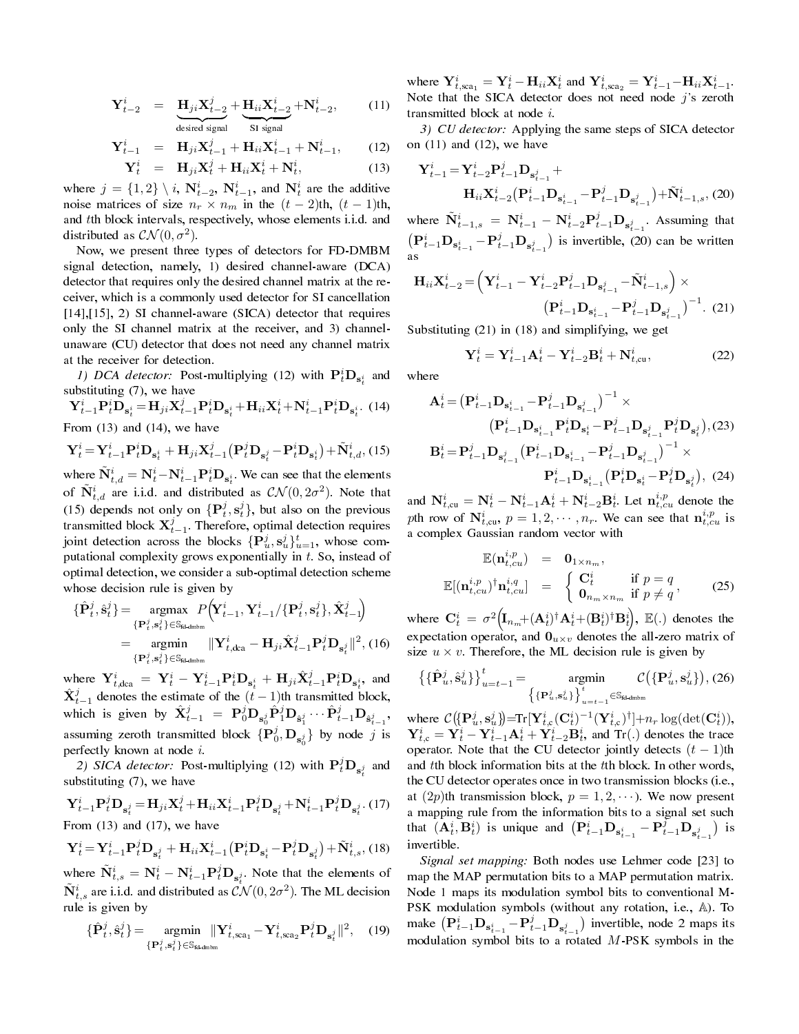$$\mathbf{Y}^i_{t-2} = \underbrace{\mathbf{H}_{ji}\mathbf{X}^j_{t-2}}_{\text{desired signal}} + \underbrace{\mathbf{H}_{ii}\mathbf{X}^i_{t-2}}_{\text{SI signal}} + \mathbf{N}^i_{t-2}, \quad (11)$$

$$\mathbf{Y}^i_{t-1} = \mathbf{H}_{ji}\mathbf{X}^j_{t-1} + \mathbf{H}_{ii}\mathbf{X}^i_{t-1} + \mathbf{N}^i_{t-1}, \quad (12)$$

$$\mathbf{Y}^i_{t} = \mathbf{H}_{ji}\mathbf{X}^j_{t} + \mathbf{H}_{ii}\mathbf{X}^i_{t} + \mathbf{N}^i_{t}, \quad (13)$$

where $j = \{1,2\} \setminus i$, $\mathbf{N}^i_{t-2}$, $\mathbf{N}^i_{t-1}$, and $\mathbf{N}^i_t$ are the additive noise matrices of size $n_r \times n_m$ in the $(t-2)$th, $(t-1)$th, and $t$th block intervals, respectively, whose elements i.i.d. and distributed as $\mathcal{CN}(0,\sigma^2)$.

Now, we present three types of detectors for FD-DMBM signal detection, namely, 1) desired channel-aware (DCA) detector that requires only the desired channel matrix at the receiver, which is a commonly used detector for SI cancellation [14],[15], 2) SI channel-aware (SICA) detector that requires only the SI channel matrix at the receiver, and 3) channel-unaware (CU) detector that does not need any channel matrix at the receiver for detection.

*1) DCA detector:* Post-multiplying (12) with $\mathbf{P}^i_t\mathbf{D}_{\mathbf{s}^i_t}$ and substituting (7), we have

$$\mathbf{Y}^i_{t-1}\mathbf{P}^i_t\mathbf{D}_{\mathbf{s}^i_t} = \mathbf{H}_{ji}\mathbf{X}^j_{t-1}\mathbf{P}^i_t\mathbf{D}_{\mathbf{s}^i_t} + \mathbf{H}_{ii}\mathbf{X}^i_t + \mathbf{N}^i_{t-1}\mathbf{P}^i_t\mathbf{D}_{\mathbf{s}^i_t}. \quad (14)$$

From (13) and (14), we have

$$\mathbf{Y}^i_t = \mathbf{Y}^i_{t-1}\mathbf{P}^i_t\mathbf{D}_{\mathbf{s}^i_t} + \mathbf{H}_{ji}\mathbf{X}^j_{t-1}\big(\mathbf{P}^j_t\mathbf{D}_{\mathbf{s}^j_t} - \mathbf{P}^i_t\mathbf{D}_{\mathbf{s}^i_t}\big) + \tilde{\mathbf{N}}^i_{t,d}, \quad (15)$$

where $\tilde{\mathbf{N}}^i_{t,d} = \mathbf{N}^i_t - \mathbf{N}^i_{t-1}\mathbf{P}^i_t\mathbf{D}_{\mathbf{s}^i_t}$. We can see that the elements of $\tilde{\mathbf{N}}^i_{t,d}$ are i.i.d. and distributed as $\mathcal{CN}(0,2\sigma^2)$. Note that (15) depends not only on $\{\mathbf{P}^j_t, \mathbf{s}^j_t\}$, but also on the previous transmitted block $\mathbf{X}^j_{t-1}$. Therefore, optimal detection requires joint detection across the blocks $\{\mathbf{P}^j_u, \mathbf{s}^j_u\}^t_{u=1}$, whose computational complexity grows exponentially in $t$. So, instead of optimal detection, we consider a sub-optimal detection scheme whose decision rule is given by

$$\begin{aligned}\{\hat{\mathbf{P}}^j_t, \hat{\mathbf{s}}^j_t\} &= \underset{\{\mathbf{P}^j_t, \mathbf{s}^j_t\} \in \mathbb{S}_{\text{fd-dmbm}}}{\operatorname{argmax}} P\Big(\mathbf{Y}^i_{t-1}, \mathbf{Y}^i_{t-1}/\{\mathbf{P}^j_t, \mathbf{s}^j_t\}, \hat{\mathbf{X}}^j_{t-1}\Big) \\ &= \underset{\{\mathbf{P}^j_t, \mathbf{s}^j_t\} \in \mathbb{S}_{\text{fd-dmbm}}}{\operatorname{argmin}} \|\mathbf{Y}^i_{t,\text{dca}} - \mathbf{H}_{ji}\hat{\mathbf{X}}^j_{t-1}\mathbf{P}^j_t\mathbf{D}_{\mathbf{s}^j_t}\|^2, \quad (16)\end{aligned}$$

where $\mathbf{Y}^i_{t,\text{dca}} = \mathbf{Y}^i_t - \mathbf{Y}^i_{t-1}\mathbf{P}^i_t\mathbf{D}_{\mathbf{s}^i_t} + \mathbf{H}_{ji}\hat{\mathbf{X}}^j_{t-1}\mathbf{P}^i_t\mathbf{D}_{\mathbf{s}^i_t}$, and $\hat{\mathbf{X}}^j_{t-1}$ denotes the estimate of the $(t-1)$th transmitted block, which is given by $\hat{\mathbf{X}}^j_{t-1} = \mathbf{P}^j_0\mathbf{D}_{\mathbf{s}^j_0}\hat{\mathbf{P}}^j_1\mathbf{D}_{\hat{\mathbf{s}}^j_1}\cdots\hat{\mathbf{P}}^j_{t-1}\mathbf{D}_{\hat{\mathbf{s}}^j_{t-1}}$, assuming zeroth transmitted block $\{\mathbf{P}^j_0, \mathbf{D}_{\mathbf{s}^j_0}\}$ by node $j$ is perfectly known at node $i$.

*2) SICA detector:* Post-multiplying (12) with $\mathbf{P}^j_t\mathbf{D}_{\mathbf{s}^j_t}$ and substituting (7), we have

$$\mathbf{Y}^i_{t-1}\mathbf{P}^j_t\mathbf{D}_{\mathbf{s}^j_t} = \mathbf{H}_{ji}\mathbf{X}^j_t + \mathbf{H}_{ii}\mathbf{X}^i_{t-1}\mathbf{P}^j_t\mathbf{D}_{\mathbf{s}^j_t} + \mathbf{N}^i_{t-1}\mathbf{P}^j_t\mathbf{D}_{\mathbf{s}^j_t}. \quad (17)$$

From (13) and (17), we have

$$\mathbf{Y}^i_t = \mathbf{Y}^i_{t-1}\mathbf{P}^j_t\mathbf{D}_{\mathbf{s}^j_t} + \mathbf{H}_{ii}\mathbf{X}^i_{t-1}\big(\mathbf{P}^i_t\mathbf{D}_{\mathbf{s}^i_t} - \mathbf{P}^j_t\mathbf{D}_{\mathbf{s}^j_t}\big) + \tilde{\mathbf{N}}^i_{t,s}, \quad (18)$$

where $\tilde{\mathbf{N}}^i_{t,s} = \mathbf{N}^i_t - \mathbf{N}^i_{t-1}\mathbf{P}^j_t\mathbf{D}_{\mathbf{s}^j_t}$. Note that the elements of $\tilde{\mathbf{N}}^i_{t,s}$ are i.i.d. and distributed as $\mathcal{CN}(0,2\sigma^2)$. The ML decision rule is given by

$$\{\hat{\mathbf{P}}^j_t, \hat{\mathbf{s}}^j_t\} = \underset{\{\mathbf{P}^j_t, \mathbf{s}^j_t\} \in \mathbb{S}_{\text{fd-dmbm}}}{\operatorname{argmin}} \|\mathbf{Y}^i_{t,\text{sca}_1} - \mathbf{Y}^i_{t,\text{sca}_2}\mathbf{P}^j_t\mathbf{D}_{\mathbf{s}^j_t}\|^2, \quad (19)$$

where $\mathbf{Y}^i_{t,\text{sca}_1} = \mathbf{Y}^i_t - \mathbf{H}_{ii}\mathbf{X}^i_t$ and $\mathbf{Y}^i_{t,\text{sca}_2} = \mathbf{Y}^i_{t-1} - \mathbf{H}_{ii}\mathbf{X}^i_{t-1}$. Note that the SICA detector does not need node $j$'s zeroth transmitted block at node $i$.

*3) CU detector:* Applying the same steps of SICA detector on (11) and (12), we have

$$\mathbf{Y}^i_{t-1} = \mathbf{Y}^i_{t-2}\mathbf{P}^j_{t-1}\mathbf{D}_{\mathbf{s}^j_{t-1}} + \mathbf{H}_{ii}\mathbf{X}^i_{t-2}\big(\mathbf{P}^i_{t-1}\mathbf{D}_{\mathbf{s}^i_{t-1}} - \mathbf{P}^j_{t-1}\mathbf{D}_{\mathbf{s}^j_{t-1}}\big) + \tilde{\mathbf{N}}^i_{t-1,s}, \quad (20)$$

where $\tilde{\mathbf{N}}^i_{t-1,s} = \mathbf{N}^i_{t-1} - \mathbf{N}^i_{t-2}\mathbf{P}^j_{t-1}\mathbf{D}_{\mathbf{s}^j_{t-1}}$. Assuming that $\big(\mathbf{P}^i_{t-1}\mathbf{D}_{\mathbf{s}^i_{t-1}} - \mathbf{P}^j_{t-1}\mathbf{D}_{\mathbf{s}^j_{t-1}}\big)$ is invertible, (20) can be written as

$$\mathbf{H}_{ii}\mathbf{X}^i_{t-2} = \Big(\mathbf{Y}^i_{t-1} - \mathbf{Y}^i_{t-2}\mathbf{P}^j_{t-1}\mathbf{D}_{\mathbf{s}^j_{t-1}} - \tilde{\mathbf{N}}^i_{t-1,s}\Big) \times \big(\mathbf{P}^i_{t-1}\mathbf{D}_{\mathbf{s}^i_{t-1}} - \mathbf{P}^j_{t-1}\mathbf{D}_{\mathbf{s}^j_{t-1}}\big)^{-1}. \quad (21)$$

Substituting (21) in (18) and simplifying, we get

$$\mathbf{Y}^i_t = \mathbf{Y}^i_{t-1}\mathbf{A}^i_t - \mathbf{Y}^i_{t-2}\mathbf{B}^i_t + \mathbf{N}^i_{t,\text{cu}}, \quad (22)$$

where

$$\mathbf{A}^i_t = \big(\mathbf{P}^i_{t-1}\mathbf{D}_{\mathbf{s}^i_{t-1}} - \mathbf{P}^j_{t-1}\mathbf{D}_{\mathbf{s}^j_{t-1}}\big)^{-1} \times \big(\mathbf{P}^i_{t-1}\mathbf{D}_{\mathbf{s}^i_{t-1}}\mathbf{P}^i_t\mathbf{D}_{\mathbf{s}^i_t} - \mathbf{P}^j_{t-1}\mathbf{D}_{\mathbf{s}^j_{t-1}}\mathbf{P}^j_t\mathbf{D}_{\mathbf{s}^j_t}\big), \quad (23)$$

$$\mathbf{B}^i_t = \mathbf{P}^j_{t-1}\mathbf{D}_{\mathbf{s}^j_{t-1}}\big(\mathbf{P}^i_{t-1}\mathbf{D}_{\mathbf{s}^i_{t-1}} - \mathbf{P}^j_{t-1}\mathbf{D}_{\mathbf{s}^j_{t-1}}\big)^{-1} \times \mathbf{P}^i_{t-1}\mathbf{D}_{\mathbf{s}^i_{t-1}}\big(\mathbf{P}^i_t\mathbf{D}_{\mathbf{s}^i_t} - \mathbf{P}^j_t\mathbf{D}_{\mathbf{s}^j_t}\big), \quad (24)$$

and $\mathbf{N}^i_{t,\text{cu}} = \mathbf{N}^i_t - \mathbf{N}^i_{t-1}\mathbf{A}^i_t + \mathbf{N}^i_{t-2}\mathbf{B}^i_t$. Let $\mathbf{n}^{i,p}_{t,cu}$ denote the $p$th row of $\mathbf{N}^i_{t,\text{cu}}$, $p = 1,2,\cdots,n_r$. We can see that $\mathbf{n}^{i,p}_{t,cu}$ is a complex Gaussian random vector with

$$\begin{aligned}\mathbb{E}(\mathbf{n}^{i,p}_{t,cu}) &= \mathbf{0}_{1\times n_m}, \\ \mathbb{E}[(\mathbf{n}^{i,p}_{t,cu})^\dagger \mathbf{n}^{i,q}_{t,cu}] &= \begin{cases} \mathbf{C}^i_t & \text{if } p = q \\ \mathbf{0}_{n_m\times n_m} & \text{if } p \neq q \end{cases}, \quad (25)\end{aligned}$$

where $\mathbf{C}^i_t = \sigma^2\Big(\mathbf{I}_{n_m} + (\mathbf{A}^i_t)^\dagger\mathbf{A}^i_t + (\mathbf{B}^i_t)^\dagger\mathbf{B}^i_t\Big)$, $\mathbb{E}(.)$ denotes the expectation operator, and $\mathbf{0}_{u\times v}$ denotes the all-zero matrix of size $u \times v$. Therefore, the ML decision rule is given by

$$\big\{\{\hat{\mathbf{P}}^j_u, \hat{\mathbf{s}}^j_u\}\big\}^t_{u=t-1} = \underset{\big\{\{\mathbf{P}^j_u, \mathbf{s}^j_u\}\big\}^t_{u=t-1} \in \mathbb{S}_{\text{fd-dmbm}}}{\operatorname{argmin}} \mathcal{C}\big(\{\mathbf{P}^j_u, \mathbf{s}^j_u\}\big), \quad (26)$$

where $\mathcal{C}\big(\{\mathbf{P}^j_u, \mathbf{s}^j_u\}\big) = \text{Tr}[\mathbf{Y}^i_{t,c}(\mathbf{C}^i_t)^{-1}(\mathbf{Y}^i_{t,c})^\dagger] + n_r\log(\det(\mathbf{C}^i_t))$, $\mathbf{Y}^i_{t,c} = \mathbf{Y}^i_t - \mathbf{Y}^i_{t-1}\mathbf{A}^i_t + \mathbf{Y}^i_{t-2}\mathbf{B}^i_t$, and $\text{Tr}(.)$ denotes the trace operator. Note that the CU detector jointly detects $(t-1)$th and $t$th block information bits at the $t$th block. In other words, the CU detector operates once in two transmission blocks (i.e., at $(2p)$th transmission block, $p = 1,2,\cdots$). We now present a mapping rule from the information bits to a signal set such that $(\mathbf{A}^i_t, \mathbf{B}^i_t)$ is unique and $\big(\mathbf{P}^i_{t-1}\mathbf{D}_{\mathbf{s}^i_{t-1}} - \mathbf{P}^j_{t-1}\mathbf{D}_{\mathbf{s}^j_{t-1}}\big)$ is invertible.

*Signal set mapping:* Both nodes use Lehmer code [23] to map the MAP permutation bits to a MAP permutation matrix. Node 1 maps its modulation symbol bits to conventional $M$-PSK modulation symbols (without any rotation, i.e., $\mathbb{A}$). To make $\big(\mathbf{P}^i_{t-1}\mathbf{D}_{\mathbf{s}^i_{t-1}} - \mathbf{P}^j_{t-1}\mathbf{D}_{\mathbf{s}^j_{t-1}}\big)$ invertible, node 2 maps its modulation symbol bits to a rotated $M$-PSK symbols in the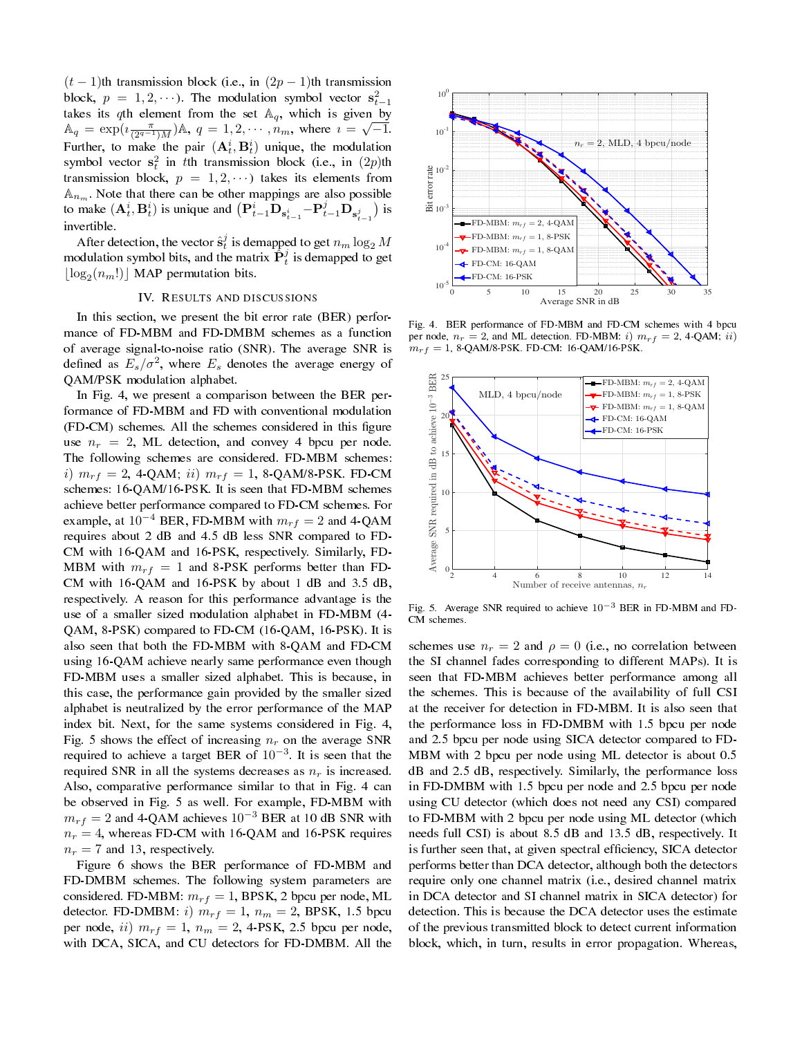$(t-1)$th transmission block (i.e., in $(2p-1)$th transmission block, $p = 1, 2, \cdots$). The modulation symbol vector $\mathbf{s}_{t-1}^2$ takes its $q$th element from the set $\mathbb{A}_q$, which is given by $\mathbb{A}_q = \exp(\imath \frac{\pi}{(2^{q-1})M})\mathbb{A}$, $q = 1, 2, \cdots, n_m$, where $\imath = \sqrt{-1}$. Further, to make the pair $(\mathbf{A}_t^i, \mathbf{B}_t^i)$ unique, the modulation symbol vector $\mathbf{s}_t^2$ in $t$th transmission block (i.e., in $(2p)$th transmission block, $p = 1, 2, \cdots$) takes its elements from $\mathbb{A}_{n_m}$. Note that there can be other mappings are also possible to make $(\mathbf{A}_t^i, \mathbf{B}_t^i)$ is unique and $\left(\mathbf{P}_{t-1}^i \mathbf{D}_{\mathbf{s}_{t-1}^i} - \mathbf{P}_{t-1}^j \mathbf{D}_{\mathbf{s}_{t-1}^j}\right)$ is invertible.

After detection, the vector $\hat{\mathbf{s}}_t^j$ is demapped to get $n_m \log_2 M$ modulation symbol bits, and the matrix $\hat{\mathbf{P}}_t^j$ is demapped to get $\lfloor \log_2(n_m!) \rfloor$ MAP permutation bits.

## IV. Results and Discussions

In this section, we present the bit error rate (BER) performance of FD-MBM and FD-DMBM schemes as a function of average signal-to-noise ratio (SNR). The average SNR is defined as $E_s/\sigma^2$, where $E_s$ denotes the average energy of QAM/PSK modulation alphabet.

In Fig. 4, we present a comparison between the BER performance of FD-MBM and FD with conventional modulation (FD-CM) schemes. All the schemes considered in this figure use $n_r = 2$, ML detection, and convey 4 bpcu per node. The following schemes are considered. FD-MBM schemes: *i)* $m_{rf} = 2$, 4-QAM; *ii)* $m_{rf} = 1$, 8-QAM/8-PSK. FD-CM schemes: 16-QAM/16-PSK. It is seen that FD-MBM schemes achieve better performance compared to FD-CM schemes. For example, at $10^{-4}$ BER, FD-MBM with $m_{rf} = 2$ and 4-QAM requires about 2 dB and 4.5 dB less SNR compared to FD-CM with 16-QAM and 16-PSK, respectively. Similarly, FD-MBM with $m_{rf} = 1$ and 8-PSK performs better than FD-CM with 16-QAM and 16-PSK by about 1 dB and 3.5 dB, respectively. A reason for this performance advantage is the use of a smaller sized modulation alphabet in FD-MBM (4-QAM, 8-PSK) compared to FD-CM (16-QAM, 16-PSK). It is also seen that both the FD-MBM with 8-QAM and FD-CM using 16-QAM achieve nearly same performance even though FD-MBM uses a smaller sized alphabet. This is because, in this case, the performance gain provided by the smaller sized alphabet is neutralized by the error performance of the MAP index bit. Next, for the same systems considered in Fig. 4, Fig. 5 shows the effect of increasing $n_r$ on the average SNR required to achieve a target BER of $10^{-3}$. It is seen that the required SNR in all the systems decreases as $n_r$ is increased. Also, comparative performance similar to that in Fig. 4 can be observed in Fig. 5 as well. For example, FD-MBM with $m_{rf} = 2$ and 4-QAM achieves $10^{-3}$ BER at 10 dB SNR with $n_r = 4$, whereas FD-CM with 16-QAM and 16-PSK requires $n_r = 7$ and 13, respectively.

Figure 6 shows the BER performance of FD-MBM and FD-DMBM schemes. The following system parameters are considered. FD-MBM: $m_{rf} = 1$, BPSK, 2 bpcu per node, ML detector. FD-DMBM: *i)* $m_{rf} = 1$, $n_m = 2$, BPSK, 1.5 bpcu per node, *ii)* $m_{rf} = 1$, $n_m = 2$, 4-PSK, 2.5 bpcu per node, with DCA, SICA, and CU detectors for FD-DMBM. All the

Fig. 4. BER performance of FD-MBM and FD-CM schemes with 4 bpcu per node, $n_r = 2$, and ML detection. FD-MBM: *i)* $m_{rf} = 2$, 4-QAM; *ii)* $m_{rf} = 1$, 8-QAM/8-PSK. FD-CM: 16-QAM/16-PSK.

Fig. 5. Average SNR required to achieve $10^{-3}$ BER in FD-MBM and FD-CM schemes.

schemes use $n_r = 2$ and $\rho = 0$ (i.e., no correlation between the SI channel fades corresponding to different MAPs). It is seen that FD-MBM achieves better performance among all the schemes. This is because of the availability of full CSI at the receiver for detection in FD-MBM. It is also seen that the performance loss in FD-DMBM with 1.5 bpcu per node and 2.5 bpcu per node using SICA detector compared to FD-MBM with 2 bpcu per node using ML detector is about 0.5 dB and 2.5 dB, respectively. Similarly, the performance loss in FD-DMBM with 1.5 bpcu per node and 2.5 bpcu per node using CU detector (which does not need any CSI) compared to FD-MBM with 2 bpcu per node using ML detector (which needs full CSI) is about 8.5 dB and 13.5 dB, respectively. It is further seen that, at given spectral efficiency, SICA detector performs better than DCA detector, although both the detectors require only one channel matrix (i.e., desired channel matrix in DCA detector and SI channel matrix in SICA detector) for detection. This is because the DCA detector uses the estimate of the previous transmitted block to detect current information block, which, in turn, results in error propagation. Whereas,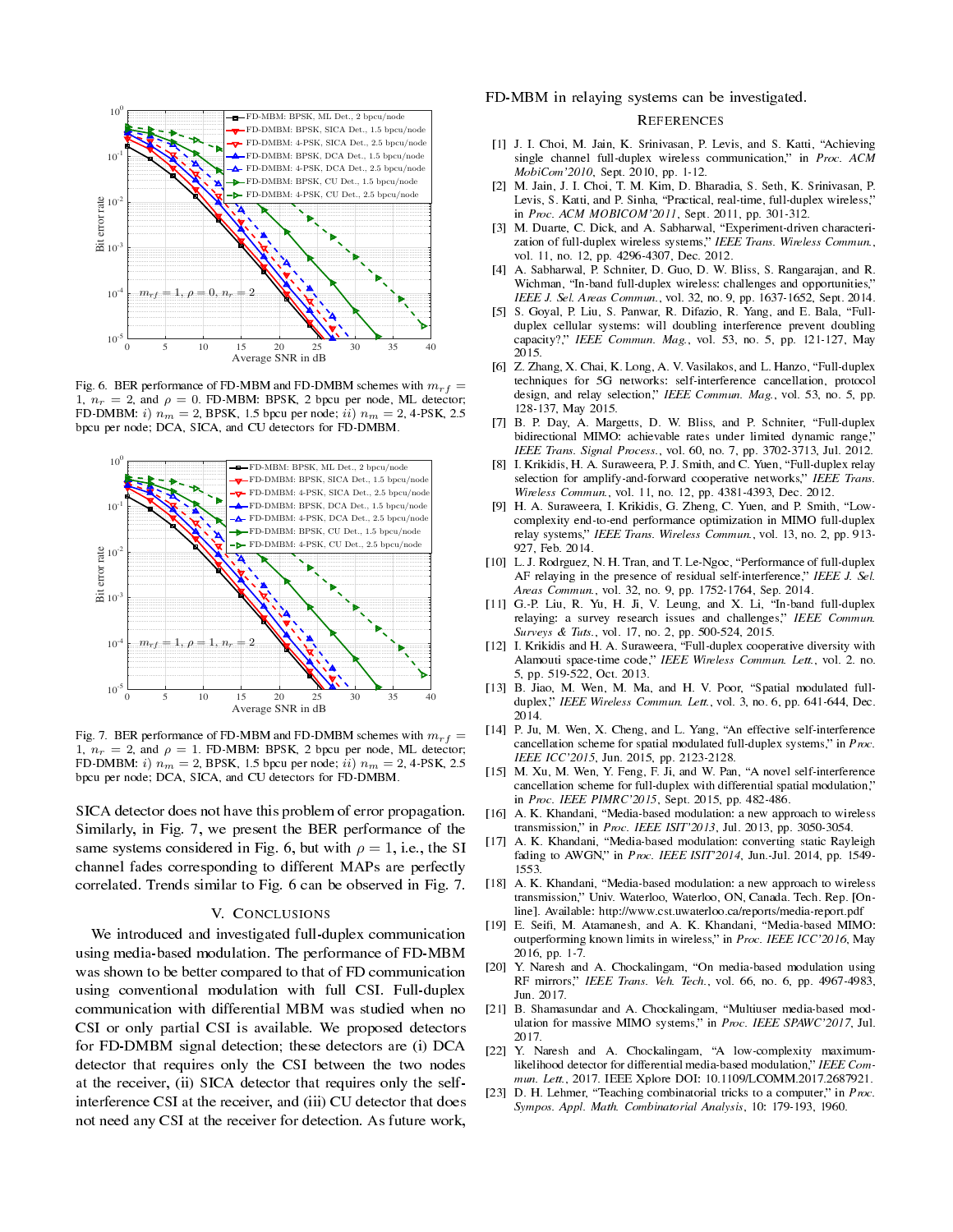$10^0$

$10^{-1}$

$10^{-2}$

$10^{-3}$

$10^{-4}$

$10^{-5}$

Bit error rate

0 5 10 15 20 25 30 35 40

Average SNR in dB

FD-MBM: BPSK, ML Det., 2 bpcu/node
FD-DMBM: BPSK, SICA Det., 1.5 bpcu/node
FD-DMBM: 4-PSK, SICA Det., 2.5 bpcu/node
FD-DMBM: BPSK, DCA Det., 1.5 bpcu/node
FD-DMBM: 4-PSK, DCA Det., 2.5 bpcu/node
FD-DMBM: BPSK, CU Det., 1.5 bpcu/node
FD-DMBM: 4-PSK, CU Det., 2.5 bpcu/node

$m_{rf} = 1, \rho = 0, n_r = 2$

Fig. 6. BER performance of FD-MBM and FD-DMBM schemes with $m_{rf} = 1$, $n_r = 2$, and $\rho = 0$. FD-MBM: BPSK, 2 bpcu per node, ML detector; FD-DMBM: *i)* $n_m = 2$, BPSK, 1.5 bpcu per node; *ii)* $n_m = 2$, 4-PSK, 2.5 bpcu per node; DCA, SICA, and CU detectors for FD-DMBM.

$10^0$

$10^{-1}$

$10^{-2}$

$10^{-3}$

$10^{-4}$

$10^{-5}$

Bit error rate

0 5 10 15 20 25 30 35 40

Average SNR in dB

FD-MBM: BPSK, ML Det., 2 bpcu/node
FD-DMBM: BPSK, SICA Det., 1.5 bpcu/node
FD-DMBM: 4-PSK, SICA Det., 2.5 bpcu/node
FD-DMBM: BPSK, DCA Det., 1.5 bpcu/node
FD-DMBM: 4-PSK, DCA Det., 2.5 bpcu/node
FD-DMBM: BPSK, CU Det., 1.5 bpcu/node
FD-DMBM: 4-PSK, CU Det., 2.5 bpcu/node

$m_{rf} = 1, \rho = 1, n_r = 2$

Fig. 7. BER performance of FD-MBM and FD-DMBM schemes with $m_{rf} = 1$, $n_r = 2$, and $\rho = 1$. FD-MBM: BPSK, 2 bpcu per node, ML detector; FD-DMBM: *i)* $n_m = 2$, BPSK, 1.5 bpcu per node; *ii)* $n_m = 2$, 4-PSK, 2.5 bpcu per node; DCA, SICA, and CU detectors for FD-DMBM.

SICA detector does not have this problem of error propagation. Similarly, in Fig. 7, we present the BER performance of the same systems considered in Fig. 6, but with $\rho = 1$, i.e., the SI channel fades corresponding to different MAPs are perfectly correlated. Trends similar to Fig. 6 can be observed in Fig. 7.

## V. Conclusions

We introduced and investigated full-duplex communication using media-based modulation. The performance of FD-MBM was shown to be better compared to that of FD communication using conventional modulation with full CSI. Full-duplex communication with differential MBM was studied when no CSI or only partial CSI is available. We proposed detectors for FD-DMBM signal detection; these detectors are (i) DCA detector that requires only the CSI between the two nodes at the receiver, (ii) SICA detector that requires only the self-interference CSI at the receiver, and (iii) CU detector that does not need any CSI at the receiver for detection. As future work, FD-MBM in relaying systems can be investigated.

## References

[1] J. I. Choi, M. Jain, K. Srinivasan, P. Levis, and S. Katti, "Achieving single channel full-duplex wireless communication," in *Proc. ACM MobiCom'2010*, Sept. 2010, pp. 1-12.

[2] M. Jain, J. I. Choi, T. M. Kim, D. Bharadia, S. Seth, K. Srinivasan, P. Levis, S. Katti, and P. Sinha, "Practical, real-time, full-duplex wireless," in *Proc. ACM MOBICOM'2011*, Sept. 2011, pp. 301-312.

[3] M. Duarte, C. Dick, and A. Sabharwal, "Experiment-driven characterization of full-duplex wireless systems," *IEEE Trans. Wireless Commun.*, vol. 11, no. 12, pp. 4296-4307, Dec. 2012.

[4] A. Sabharwal, P. Schniter, D. Guo, D. W. Bliss, S. Rangarajan, and R. Wichman, "In-band full-duplex wireless: challenges and opportunities," *IEEE J. Sel. Areas Commun.*, vol. 32, no. 9, pp. 1637-1652, Sept. 2014.

[5] S. Goyal, P. Liu, S. Panwar, R. Difazio, R. Yang, and E. Bala, "Full-duplex cellular systems: will doubling interference prevent doubling capacity?," *IEEE Commun. Mag.*, vol. 53, no. 5, pp. 121-127, May 2015.

[6] Z. Zhang, X. Chai, K. Long, A. V. Vasilakos, and L. Hanzo, "Full-duplex techniques for 5G networks: self-interference cancellation, protocol design, and relay selection," *IEEE Commun. Mag.*, vol. 53, no. 5, pp. 128-137, May 2015.

[7] B. P. Day, A. Margetts, D. W. Bliss, and P. Schniter, "Full-duplex bidirectional MIMO: achievable rates under limited dynamic range," *IEEE Trans. Signal Process.*, vol. 60, no. 7, pp. 3702-3713, Jul. 2012.

[8] I. Krikidis, H. A. Suraweera, P. J. Smith, and C. Yuen, "Full-duplex relay selection for amplify-and-forward cooperative networks," *IEEE Trans. Wireless Commun.*, vol. 11, no. 12, pp. 4381-4393, Dec. 2012.

[9] H. A. Suraweera, I. Krikidis, G. Zheng, C. Yuen, and P. Smith, "Low-complexity end-to-end performance optimization in MIMO full-duplex relay systems," *IEEE Trans. Wireless Commun.*, vol. 13, no. 2, pp. 913-927, Feb. 2014.

[10] L. J. Rodrguez, N. H. Tran, and T. Le-Ngoc, "Performance of full-duplex AF relaying in the presence of residual self-interference," *IEEE J. Sel. Areas Commun.*, vol. 32, no. 9, pp. 1752-1764, Sep. 2014.

[11] G.-P. Liu, R. Yu, H. Ji, V. Leung, and X. Li, "In-band full-duplex relaying: a survey research issues and challenges," *IEEE Commun. Surveys & Tuts.*, vol. 17, no. 2, pp. 500-524, 2015.

[12] I. Krikidis and H. A. Suraweera, "Full-duplex cooperative diversity with Alamouti space-time code," *IEEE Wireless Commun. Lett.*, vol. 2. no. 5, pp. 519-522, Oct. 2013.

[13] B. Jiao, M. Wen, M. Ma, and H. V. Poor, "Spatial modulated full-duplex," *IEEE Wireless Commun. Lett.*, vol. 3, no. 6, pp. 641-644, Dec. 2014.

[14] P. Ju, M. Wen, X. Cheng, and L. Yang, "An effective self-interference cancellation scheme for spatial modulated full-duplex systems," in *Proc. IEEE ICC'2015*, Jun. 2015, pp. 2123-2128.

[15] M. Xu, M. Wen, Y. Feng, F. Ji, and W. Pan, "A novel self-interference cancellation scheme for full-duplex with differential spatial modulation," in *Proc. IEEE PIMRC'2015*, Sept. 2015, pp. 482-486.

[16] A. K. Khandani, "Media-based modulation: a new approach to wireless transmission," in *Proc. IEEE ISIT'2013*, Jul. 2013, pp. 3050-3054.

[17] A. K. Khandani, "Media-based modulation: converting static Rayleigh fading to AWGN," in *Proc. IEEE ISIT'2014*, Jun.-Jul. 2014, pp. 1549-1553.

[18] A. K. Khandani, "Media-based modulation: a new approach to wireless transmission," Univ. Waterloo, Waterloo, ON, Canada. Tech. Rep. [Online]. Available: http://www.cst.uwaterloo.ca/reports/media-report.pdf

[19] E. Seifi, M. Atamanesh, and A. K. Khandani, "Media-based MIMO: outperforming known limits in wireless," in *Proc. IEEE ICC'2016*, May 2016, pp. 1-7.

[20] Y. Naresh and A. Chockalingam, "On media-based modulation using RF mirrors," *IEEE Trans. Veh. Tech.*, vol. 66, no. 6, pp. 4967-4983, Jun. 2017.

[21] B. Shamasundar and A. Chockalingam, "Multiuser media-based modulation for massive MIMO systems," in *Proc. IEEE SPAWC'2017*, Jul. 2017.

[22] Y. Naresh and A. Chockalingam, "A low-complexity maximum-likelihood detector for differential media-based modulation," *IEEE Commun. Lett.*, 2017. IEEE Xplore DOI: 10.1109/LCOMM.2017.2687921.

[23] D. H. Lehmer, "Teaching combinatorial tricks to a computer," in *Proc. Sympos. Appl. Math. Combinatorial Analysis*, 10: 179-193, 1960.